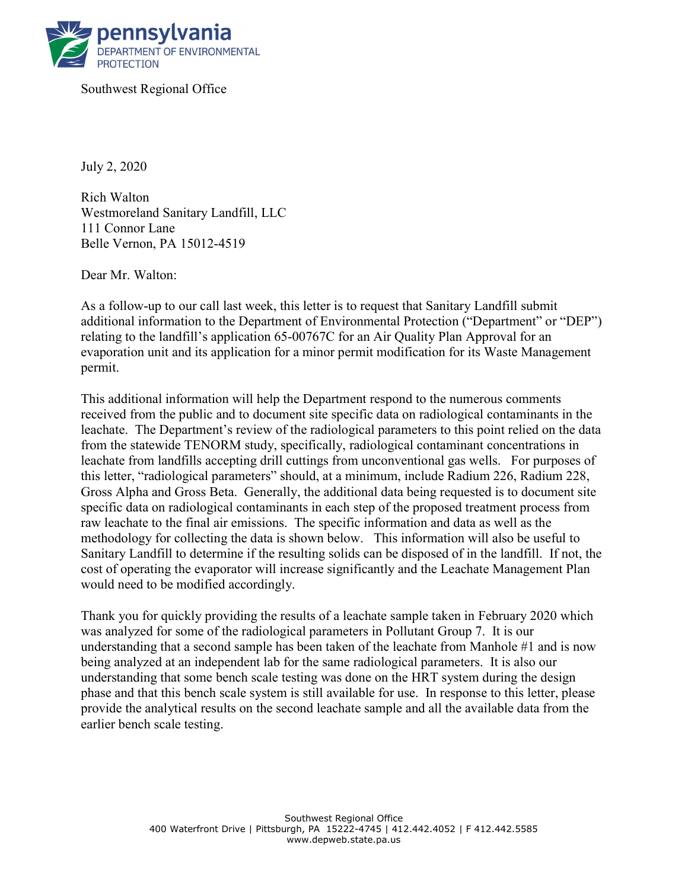pennsylvania
DEPARTMENT OF ENVIRONMENTAL PROTECTION

Southwest Regional Office

July 2, 2020

Rich Walton
Westmoreland Sanitary Landfill, LLC
111 Connor Lane
Belle Vernon, PA 15012-4519

Dear Mr. Walton:

As a follow-up to our call last week, this letter is to request that Sanitary Landfill submit additional information to the Department of Environmental Protection ("Department" or "DEP") relating to the landfill's application 65-00767C for an Air Quality Plan Approval for an evaporation unit and its application for a minor permit modification for its Waste Management permit.

This additional information will help the Department respond to the numerous comments received from the public and to document site specific data on radiological contaminants in the leachate. The Department's review of the radiological parameters to this point relied on the data from the statewide TENORM study, specifically, radiological contaminant concentrations in leachate from landfills accepting drill cuttings from unconventional gas wells. For purposes of this letter, "radiological parameters" should, at a minimum, include Radium 226, Radium 228, Gross Alpha and Gross Beta. Generally, the additional data being requested is to document site specific data on radiological contaminants in each step of the proposed treatment process from raw leachate to the final air emissions. The specific information and data as well as the methodology for collecting the data is shown below. This information will also be useful to Sanitary Landfill to determine if the resulting solids can be disposed of in the landfill. If not, the cost of operating the evaporator will increase significantly and the Leachate Management Plan would need to be modified accordingly.

Thank you for quickly providing the results of a leachate sample taken in February 2020 which was analyzed for some of the radiological parameters in Pollutant Group 7. It is our understanding that a second sample has been taken of the leachate from Manhole #1 and is now being analyzed at an independent lab for the same radiological parameters. It is also our understanding that some bench scale testing was done on the HRT system during the design phase and that this bench scale system is still available for use. In response to this letter, please provide the analytical results on the second leachate sample and all the available data from the earlier bench scale testing.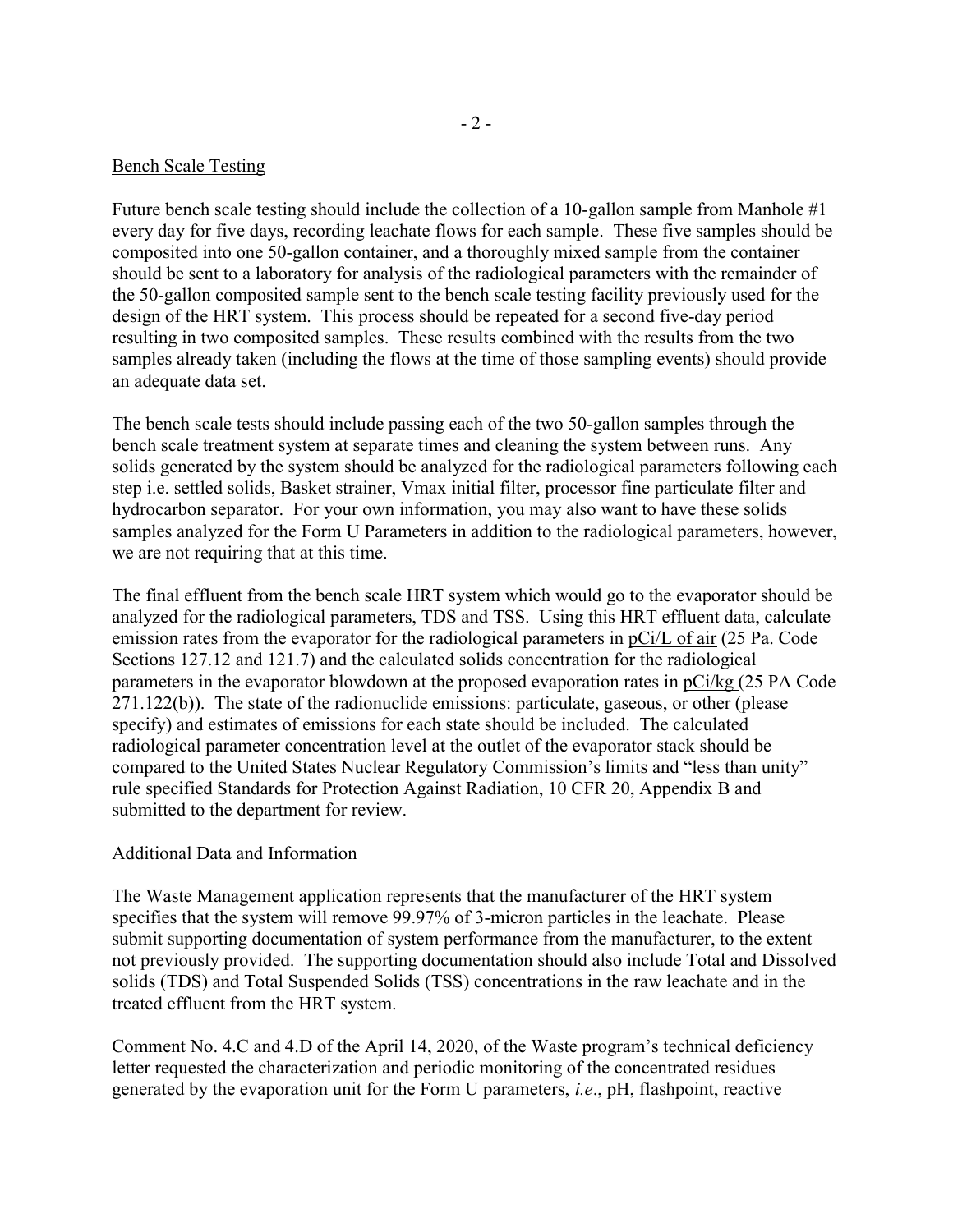Bench Scale Testing

Future bench scale testing should include the collection of a 10-gallon sample from Manhole #1 every day for five days, recording leachate flows for each sample. These five samples should be composited into one 50-gallon container, and a thoroughly mixed sample from the container should be sent to a laboratory for analysis of the radiological parameters with the remainder of the 50-gallon composited sample sent to the bench scale testing facility previously used for the design of the HRT system. This process should be repeated for a second five-day period resulting in two composited samples. These results combined with the results from the two samples already taken (including the flows at the time of those sampling events) should provide an adequate data set.

The bench scale tests should include passing each of the two 50-gallon samples through the bench scale treatment system at separate times and cleaning the system between runs. Any solids generated by the system should be analyzed for the radiological parameters following each step i.e. settled solids, Basket strainer, Vmax initial filter, processor fine particulate filter and hydrocarbon separator. For your own information, you may also want to have these solids samples analyzed for the Form U Parameters in addition to the radiological parameters, however, we are not requiring that at this time.

The final effluent from the bench scale HRT system which would go to the evaporator should be analyzed for the radiological parameters, TDS and TSS. Using this HRT effluent data, calculate emission rates from the evaporator for the radiological parameters in pCi/L of air (25 Pa. Code Sections 127.12 and 121.7) and the calculated solids concentration for the radiological parameters in the evaporator blowdown at the proposed evaporation rates in pCi/kg (25 PA Code 271.122(b)). The state of the radionuclide emissions: particulate, gaseous, or other (please specify) and estimates of emissions for each state should be included. The calculated radiological parameter concentration level at the outlet of the evaporator stack should be compared to the United States Nuclear Regulatory Commission's limits and "less than unity" rule specified Standards for Protection Against Radiation, 10 CFR 20, Appendix B and submitted to the department for review.

Additional Data and Information

The Waste Management application represents that the manufacturer of the HRT system specifies that the system will remove 99.97% of 3-micron particles in the leachate. Please submit supporting documentation of system performance from the manufacturer, to the extent not previously provided. The supporting documentation should also include Total and Dissolved solids (TDS) and Total Suspended Solids (TSS) concentrations in the raw leachate and in the treated effluent from the HRT system.

Comment No. 4.C and 4.D of the April 14, 2020, of the Waste program's technical deficiency letter requested the characterization and periodic monitoring of the concentrated residues generated by the evaporation unit for the Form U parameters, *i.e*., pH, flashpoint, reactive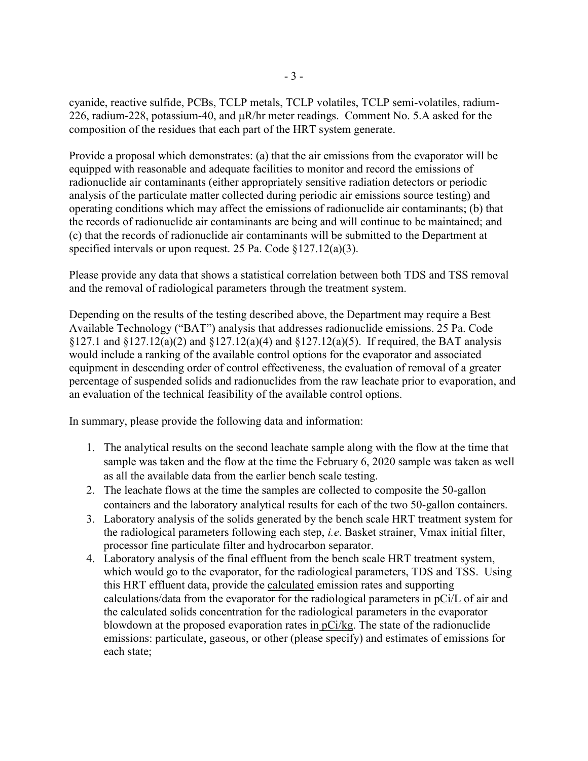cyanide, reactive sulfide, PCBs, TCLP metals, TCLP volatiles, TCLP semi-volatiles, radium-226, radium-228, potassium-40, and μR/hr meter readings. Comment No. 5.A asked for the composition of the residues that each part of the HRT system generate.

Provide a proposal which demonstrates: (a) that the air emissions from the evaporator will be equipped with reasonable and adequate facilities to monitor and record the emissions of radionuclide air contaminants (either appropriately sensitive radiation detectors or periodic analysis of the particulate matter collected during periodic air emissions source testing) and operating conditions which may affect the emissions of radionuclide air contaminants; (b) that the records of radionuclide air contaminants are being and will continue to be maintained; and (c) that the records of radionuclide air contaminants will be submitted to the Department at specified intervals or upon request. 25 Pa. Code §127.12(a)(3).

Please provide any data that shows a statistical correlation between both TDS and TSS removal and the removal of radiological parameters through the treatment system.

Depending on the results of the testing described above, the Department may require a Best Available Technology ("BAT") analysis that addresses radionuclide emissions. 25 Pa. Code §127.1 and §127.12(a)(2) and §127.12(a)(4) and §127.12(a)(5). If required, the BAT analysis would include a ranking of the available control options for the evaporator and associated equipment in descending order of control effectiveness, the evaluation of removal of a greater percentage of suspended solids and radionuclides from the raw leachate prior to evaporation, and an evaluation of the technical feasibility of the available control options.

In summary, please provide the following data and information:

1. The analytical results on the second leachate sample along with the flow at the time that sample was taken and the flow at the time the February 6, 2020 sample was taken as well as all the available data from the earlier bench scale testing.
2. The leachate flows at the time the samples are collected to composite the 50-gallon containers and the laboratory analytical results for each of the two 50-gallon containers.
3. Laboratory analysis of the solids generated by the bench scale HRT treatment system for the radiological parameters following each step, *i.e*. Basket strainer, Vmax initial filter, processor fine particulate filter and hydrocarbon separator.
4. Laboratory analysis of the final effluent from the bench scale HRT treatment system, which would go to the evaporator, for the radiological parameters, TDS and TSS. Using this HRT effluent data, provide the <u>calculated</u> emission rates and supporting calculations/data from the evaporator for the radiological parameters in <u>pCi/L of air</u> and the calculated solids concentration for the radiological parameters in the evaporator blowdown at the proposed evaporation rates in <u>pCi/kg</u>. The state of the radionuclide emissions: particulate, gaseous, or other (please specify) and estimates of emissions for each state;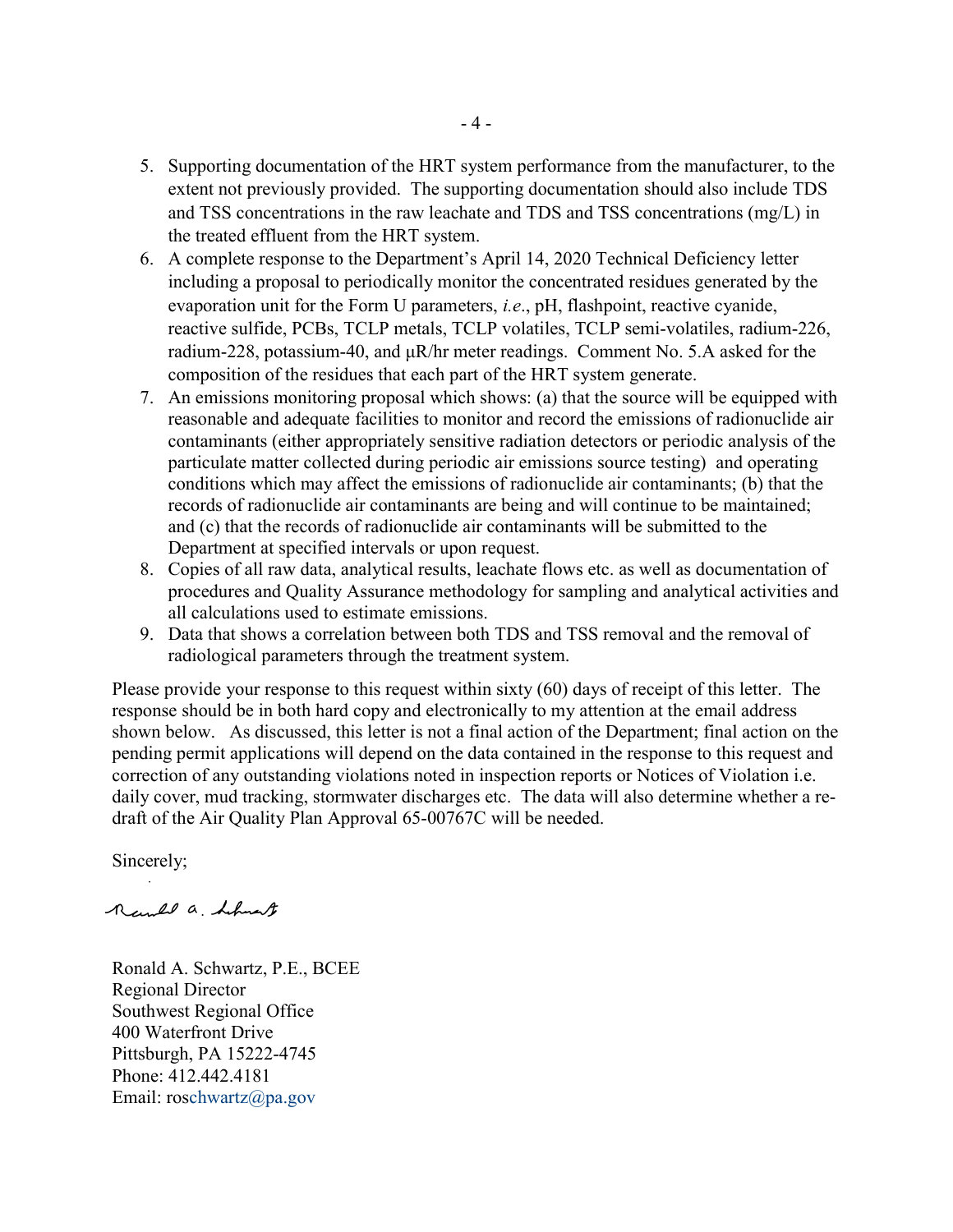5. Supporting documentation of the HRT system performance from the manufacturer, to the extent not previously provided. The supporting documentation should also include TDS and TSS concentrations in the raw leachate and TDS and TSS concentrations (mg/L) in the treated effluent from the HRT system.
6. A complete response to the Department's April 14, 2020 Technical Deficiency letter including a proposal to periodically monitor the concentrated residues generated by the evaporation unit for the Form U parameters, *i.e*., pH, flashpoint, reactive cyanide, reactive sulfide, PCBs, TCLP metals, TCLP volatiles, TCLP semi-volatiles, radium-226, radium-228, potassium-40, and μR/hr meter readings. Comment No. 5.A asked for the composition of the residues that each part of the HRT system generate.
7. An emissions monitoring proposal which shows: (a) that the source will be equipped with reasonable and adequate facilities to monitor and record the emissions of radionuclide air contaminants (either appropriately sensitive radiation detectors or periodic analysis of the particulate matter collected during periodic air emissions source testing) and operating conditions which may affect the emissions of radionuclide air contaminants; (b) that the records of radionuclide air contaminants are being and will continue to be maintained; and (c) that the records of radionuclide air contaminants will be submitted to the Department at specified intervals or upon request.
8. Copies of all raw data, analytical results, leachate flows etc. as well as documentation of procedures and Quality Assurance methodology for sampling and analytical activities and all calculations used to estimate emissions.
9. Data that shows a correlation between both TDS and TSS removal and the removal of radiological parameters through the treatment system.

Please provide your response to this request within sixty (60) days of receipt of this letter. The response should be in both hard copy and electronically to my attention at the email address shown below. As discussed, this letter is not a final action of the Department; final action on the pending permit applications will depend on the data contained in the response to this request and correction of any outstanding violations noted in inspection reports or Notices of Violation i.e. daily cover, mud tracking, stormwater discharges etc. The data will also determine whether a re-draft of the Air Quality Plan Approval 65-00767C will be needed.

Sincerely;

Ronald A. Schwartz, P.E., BCEE
Regional Director
Southwest Regional Office
400 Waterfront Drive
Pittsburgh, PA 15222-4745
Phone: 412.442.4181
Email: roschwartz@pa.gov